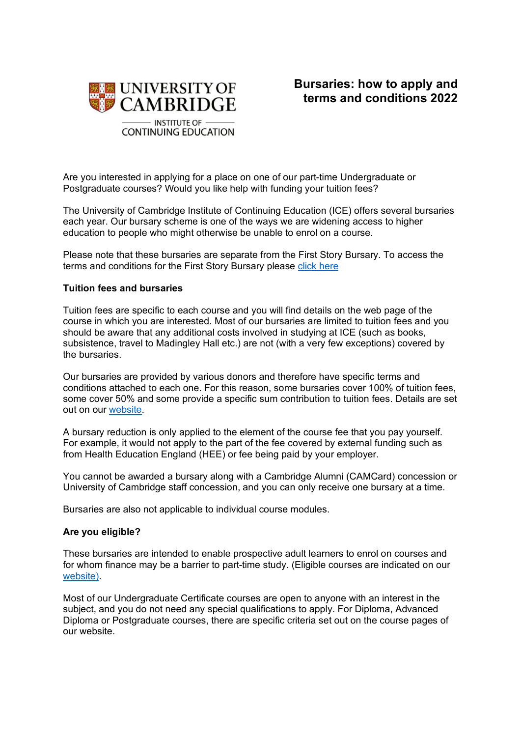UNIVERSITY OF CAMBRIDGE
INSTITUTE OF CONTINUING EDUCATION

# Bursaries: how to apply and terms and conditions 2022

Are you interested in applying for a place on one of our part-time Undergraduate or Postgraduate courses? Would you like help with funding your tuition fees?

The University of Cambridge Institute of Continuing Education (ICE) offers several bursaries each year. Our bursary scheme is one of the ways we are widening access to higher education to people who might otherwise be unable to enrol on a course.

Please note that these bursaries are separate from the First Story Bursary. To access the terms and conditions for the First Story Bursary please click here

**Tuition fees and bursaries**

Tuition fees are specific to each course and you will find details on the web page of the course in which you are interested. Most of our bursaries are limited to tuition fees and you should be aware that any additional costs involved in studying at ICE (such as books, subsistence, travel to Madingley Hall etc.) are not (with a very few exceptions) covered by the bursaries.

Our bursaries are provided by various donors and therefore have specific terms and conditions attached to each one. For this reason, some bursaries cover 100% of tuition fees, some cover 50% and some provide a specific sum contribution to tuition fees. Details are set out on our website.

A bursary reduction is only applied to the element of the course fee that you pay yourself. For example, it would not apply to the part of the fee covered by external funding such as from Health Education England (HEE) or fee being paid by your employer.

You cannot be awarded a bursary along with a Cambridge Alumni (CAMCard) concession or University of Cambridge staff concession, and you can only receive one bursary at a time.

Bursaries are also not applicable to individual course modules.

**Are you eligible?**

These bursaries are intended to enable prospective adult learners to enrol on courses and for whom finance may be a barrier to part-time study. (Eligible courses are indicated on our website).

Most of our Undergraduate Certificate courses are open to anyone with an interest in the subject, and you do not need any special qualifications to apply. For Diploma, Advanced Diploma or Postgraduate courses, there are specific criteria set out on the course pages of our website.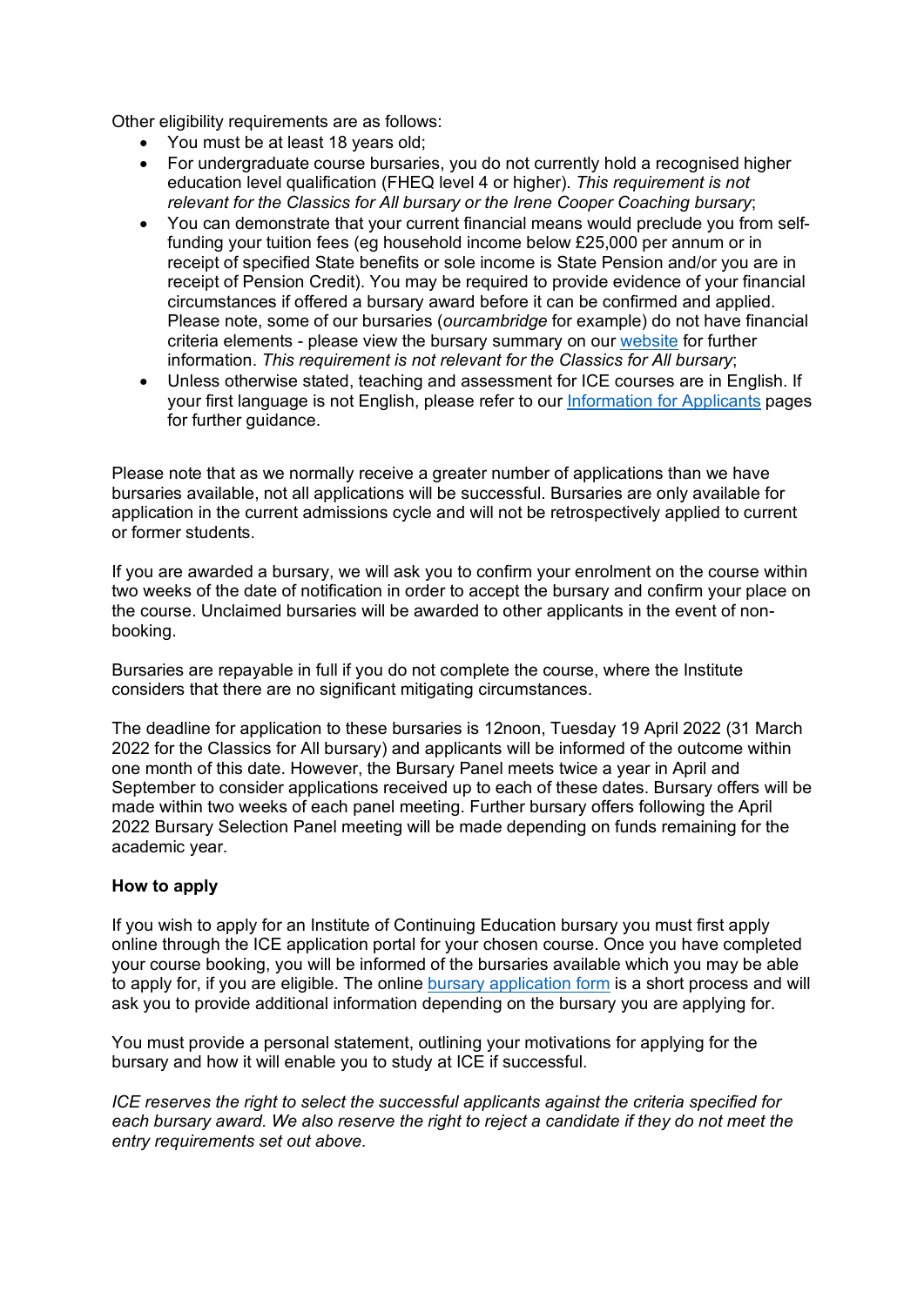Other eligibility requirements are as follows:

- You must be at least 18 years old;
- For undergraduate course bursaries, you do not currently hold a recognised higher education level qualification (FHEQ level 4 or higher). *This requirement is not relevant for the Classics for All bursary or the Irene Cooper Coaching bursary*;
- You can demonstrate that your current financial means would preclude you from self-funding your tuition fees (eg household income below £25,000 per annum or in receipt of specified State benefits or sole income is State Pension and/or you are in receipt of Pension Credit). You may be required to provide evidence of your financial circumstances if offered a bursary award before it can be confirmed and applied. Please note, some of our bursaries (*ourcambridge* for example) do not have financial criteria elements - please view the bursary summary on our [website](website) for further information. *This requirement is not relevant for the Classics for All bursary*;
- Unless otherwise stated, teaching and assessment for ICE courses are in English. If your first language is not English, please refer to our [Information for Applicants](Information for Applicants) pages for further guidance.

Please note that as we normally receive a greater number of applications than we have bursaries available, not all applications will be successful. Bursaries are only available for application in the current admissions cycle and will not be retrospectively applied to current or former students.

If you are awarded a bursary, we will ask you to confirm your enrolment on the course within two weeks of the date of notification in order to accept the bursary and confirm your place on the course. Unclaimed bursaries will be awarded to other applicants in the event of non-booking.

Bursaries are repayable in full if you do not complete the course, where the Institute considers that there are no significant mitigating circumstances.

The deadline for application to these bursaries is 12noon, Tuesday 19 April 2022 (31 March 2022 for the Classics for All bursary) and applicants will be informed of the outcome within one month of this date. However, the Bursary Panel meets twice a year in April and September to consider applications received up to each of these dates. Bursary offers will be made within two weeks of each panel meeting. Further bursary offers following the April 2022 Bursary Selection Panel meeting will be made depending on funds remaining for the academic year.

**How to apply**

If you wish to apply for an Institute of Continuing Education bursary you must first apply online through the ICE application portal for your chosen course. Once you have completed your course booking, you will be informed of the bursaries available which you may be able to apply for, if you are eligible. The online [bursary application form](bursary application form) is a short process and will ask you to provide additional information depending on the bursary you are applying for.

You must provide a personal statement, outlining your motivations for applying for the bursary and how it will enable you to study at ICE if successful.

*ICE reserves the right to select the successful applicants against the criteria specified for each bursary award. We also reserve the right to reject a candidate if they do not meet the entry requirements set out above.*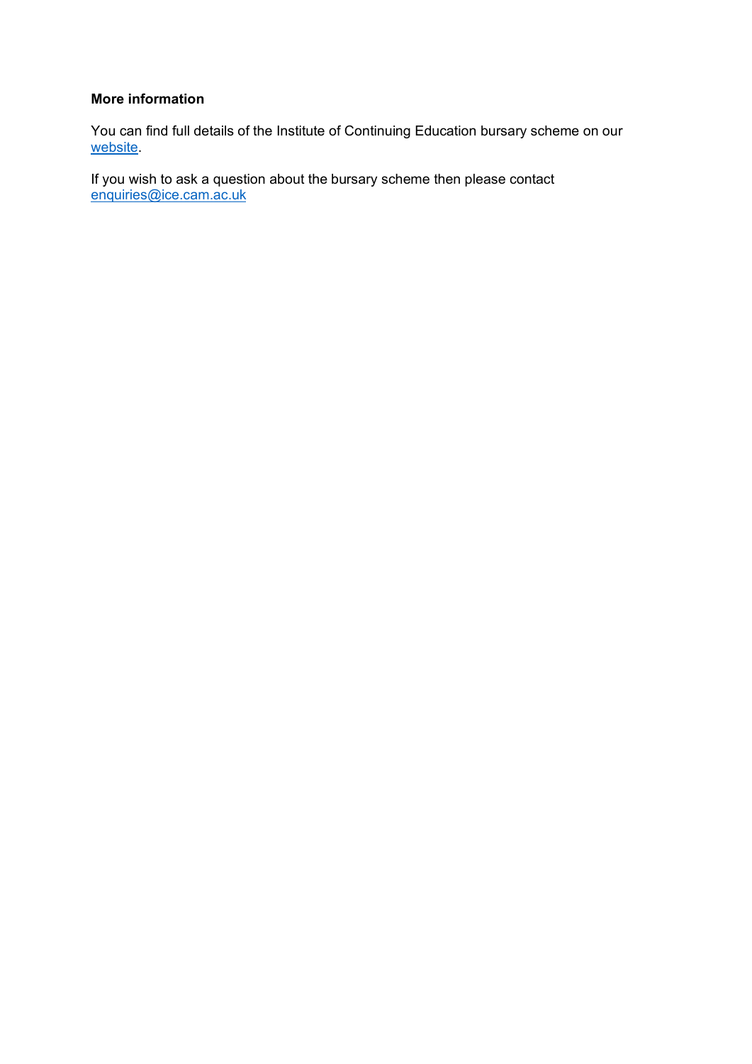**More information**

You can find full details of the Institute of Continuing Education bursary scheme on our website.

If you wish to ask a question about the bursary scheme then please contact enquiries@ice.cam.ac.uk